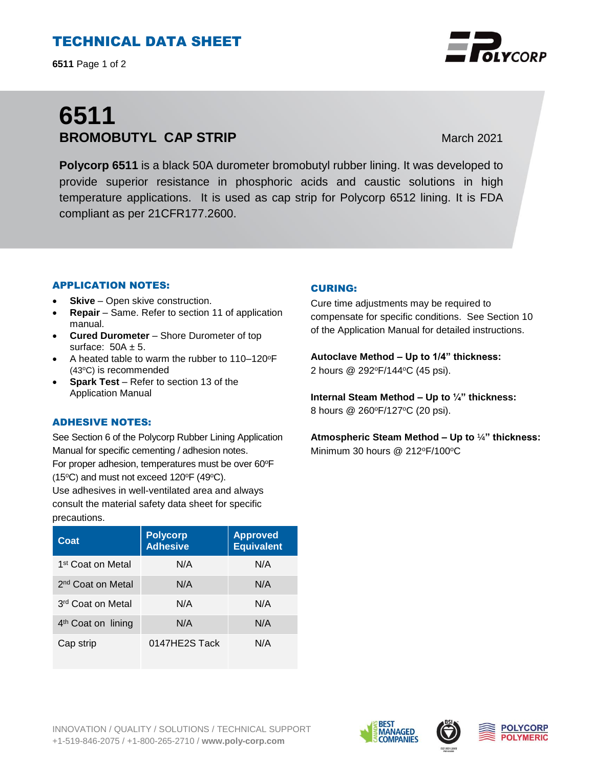# TECHNICAL DATA SHEET

# 6511

## BROMOBUTYL CAP STRIP

March 2021

**Polycorp 6511** is a black 50A durometer bromobutyl rubber lining. It was developed to provide superior resistance in phosphoric acids and caustic solutions in high temperature applications. It is used as cap strip for Polycorp 6512 lining. It is FDA compliant as per 21CFR177.2600.

### APPLICATION NOTES:

- **Skive** – Open skive construction.
- **Repair** – Same. Refer to section 11 of application manual.
- **Cured Durometer** – Shore Durometer of top surface: 50A ± 5.
- A heated table to warm the rubber to 110–120ºF (43ºC) is recommended
- **Spark Test** – Refer to section 13 of the Application Manual

### ADHESIVE NOTES:

See Section 6 of the Polycorp Rubber Lining Application Manual for specific cementing / adhesion notes.
For proper adhesion, temperatures must be over 60ºF (15ºC) and must not exceed 120ºF (49ºC).
Use adhesives in well-ventilated area and always consult the material safety data sheet for specific precautions.

| Coat | Polycorp Adhesive | Approved Equivalent |
|---|---|---|
| 1st Coat on Metal | N/A | N/A |
| 2nd Coat on Metal | N/A | N/A |
| 3rd Coat on Metal | N/A | N/A |
| 4th Coat on lining | N/A | N/A |
| Cap strip | 0147HE2S Tack | N/A |

### CURING:

Cure time adjustments may be required to compensate for specific conditions. See Section 10 of the Application Manual for detailed instructions.

**Autoclave Method – Up to 1/4" thickness:**
2 hours @ 292ºF/144ºC (45 psi).

**Internal Steam Method – Up to ¼" thickness:**
8 hours @ 260ºF/127ºC (20 psi).

**Atmospheric Steam Method – Up to ¼" thickness:**
Minimum 30 hours @ 212ºF/100ºC

INNOVATION / QUALITY / SOLUTIONS / TECHNICAL SUPPORT
+1-519-846-2075 / +1-800-265-2710 / **www.poly-corp.com**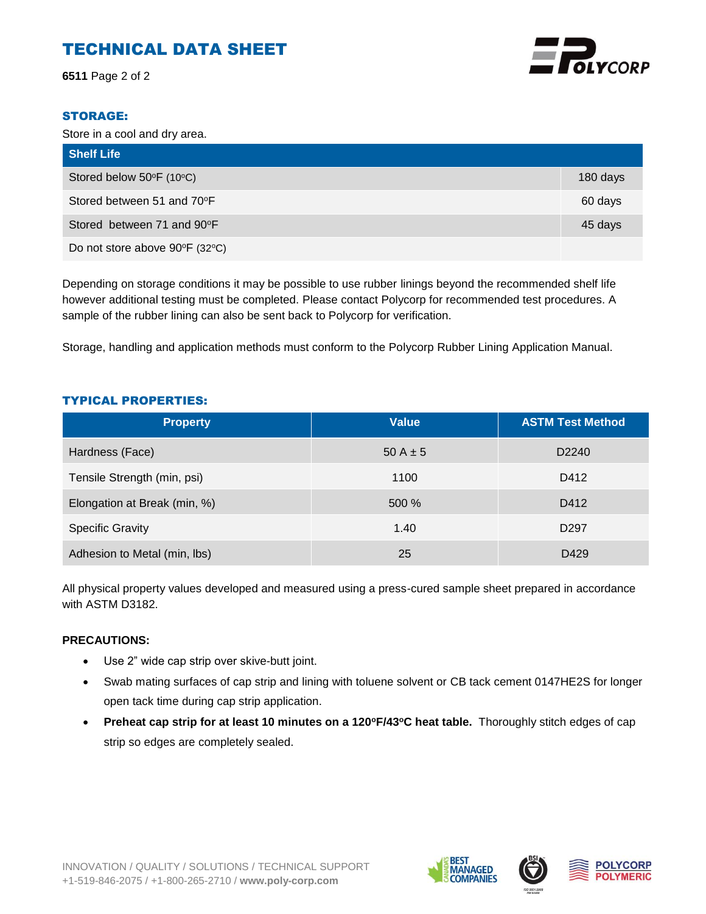## STORAGE:

Store in a cool and dry area.

| Shelf Life | |
|---|---|
| Stored below 50ºF (10ºC) | 180 days |
| Stored between 51 and 70ºF | 60 days |
| Stored between 71 and 90ºF | 45 days |
| Do not store above 90ºF (32ºC) | |

Depending on storage conditions it may be possible to use rubber linings beyond the recommended shelf life however additional testing must be completed. Please contact Polycorp for recommended test procedures. A sample of the rubber lining can also be sent back to Polycorp for verification.

Storage, handling and application methods must conform to the Polycorp Rubber Lining Application Manual.

## TYPICAL PROPERTIES:

| Property | Value | ASTM Test Method |
|---|---|---|
| Hardness (Face) | 50 A ± 5 | D2240 |
| Tensile Strength (min, psi) | 1100 | D412 |
| Elongation at Break (min, %) | 500 % | D412 |
| Specific Gravity | 1.40 | D297 |
| Adhesion to Metal (min, lbs) | 25 | D429 |

All physical property values developed and measured using a press-cured sample sheet prepared in accordance with ASTM D3182.

**PRECAUTIONS:**

- Use 2" wide cap strip over skive-butt joint.
- Swab mating surfaces of cap strip and lining with toluene solvent or CB tack cement 0147HE2S for longer open tack time during cap strip application.
- **Preheat cap strip for at least 10 minutes on a 120ºF/43ºC heat table.** Thoroughly stitch edges of cap strip so edges are completely sealed.

INNOVATION / QUALITY / SOLUTIONS / TECHNICAL SUPPORT
+1-519-846-2075 / +1-800-265-2710 / **www.poly-corp.com**